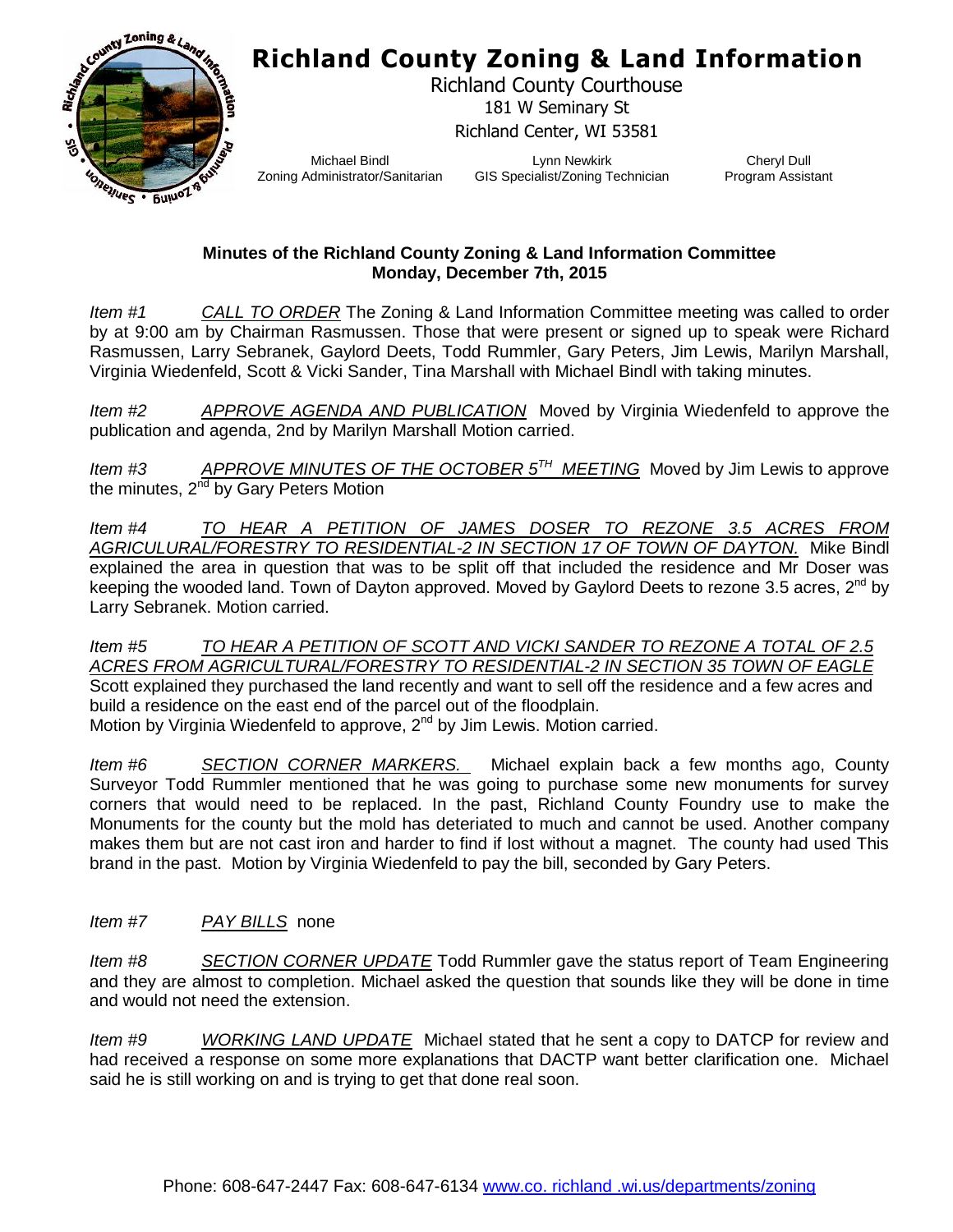# Richland County Zoning & Land Information

Richland County Courthouse
181 W Seminary St
Richland Center, WI 53581

Michael Bindl
Zoning Administrator/Sanitarian

Lynn Newkirk
GIS Specialist/Zoning Technician

Cheryl Dull
Program Assistant

**Minutes of the Richland County Zoning & Land Information Committee**
**Monday, December 7th, 2015**

*Item #1* *CALL TO ORDER* The Zoning & Land Information Committee meeting was called to order by at 9:00 am by Chairman Rasmussen. Those that were present or signed up to speak were Richard Rasmussen, Larry Sebranek, Gaylord Deets, Todd Rummler, Gary Peters, Jim Lewis, Marilyn Marshall, Virginia Wiedenfeld, Scott & Vicki Sander, Tina Marshall with Michael Bindl with taking minutes.

*Item #2* *APPROVE AGENDA AND PUBLICATION* Moved by Virginia Wiedenfeld to approve the publication and agenda, 2nd by Marilyn Marshall Motion carried.

*Item #3* *APPROVE MINUTES OF THE OCTOBER 5TH MEETING* Moved by Jim Lewis to approve the minutes, 2nd by Gary Peters Motion

*Item #4* *TO HEAR A PETITION OF JAMES DOSER TO REZONE 3.5 ACRES FROM AGRICULURAL/FORESTRY TO RESIDENTIAL-2 IN SECTION 17 OF TOWN OF DAYTON.* Mike Bindl explained the area in question that was to be split off that included the residence and Mr Doser was keeping the wooded land. Town of Dayton approved. Moved by Gaylord Deets to rezone 3.5 acres, 2nd by Larry Sebranek. Motion carried.

*Item #5* *TO HEAR A PETITION OF SCOTT AND VICKI SANDER TO REZONE A TOTAL OF 2.5 ACRES FROM AGRICULTURAL/FORESTRY TO RESIDENTIAL-2 IN SECTION 35 TOWN OF EAGLE*
Scott explained they purchased the land recently and want to sell off the residence and a few acres and build a residence on the east end of the parcel out of the floodplain.
Motion by Virginia Wiedenfeld to approve, 2nd by Jim Lewis. Motion carried.

*Item #6* *SECTION CORNER MARKERS.* Michael explain back a few months ago, County Surveyor Todd Rummler mentioned that he was going to purchase some new monuments for survey corners that would need to be replaced. In the past, Richland County Foundry use to make the Monuments for the county but the mold has deteriated to much and cannot be used. Another company makes them but are not cast iron and harder to find if lost without a magnet. The county had used This brand in the past. Motion by Virginia Wiedenfeld to pay the bill, seconded by Gary Peters.

*Item #7* *PAY BILLS* none

*Item #8* *SECTION CORNER UPDATE* Todd Rummler gave the status report of Team Engineering and they are almost to completion. Michael asked the question that sounds like they will be done in time and would not need the extension.

*Item #9* *WORKING LAND UPDATE* Michael stated that he sent a copy to DATCP for review and had received a response on some more explanations that DACTP want better clarification one. Michael said he is still working on and is trying to get that done real soon.

Phone: 608-647-2447 Fax: 608-647-6134 www.co. richland .wi.us/departments/zoning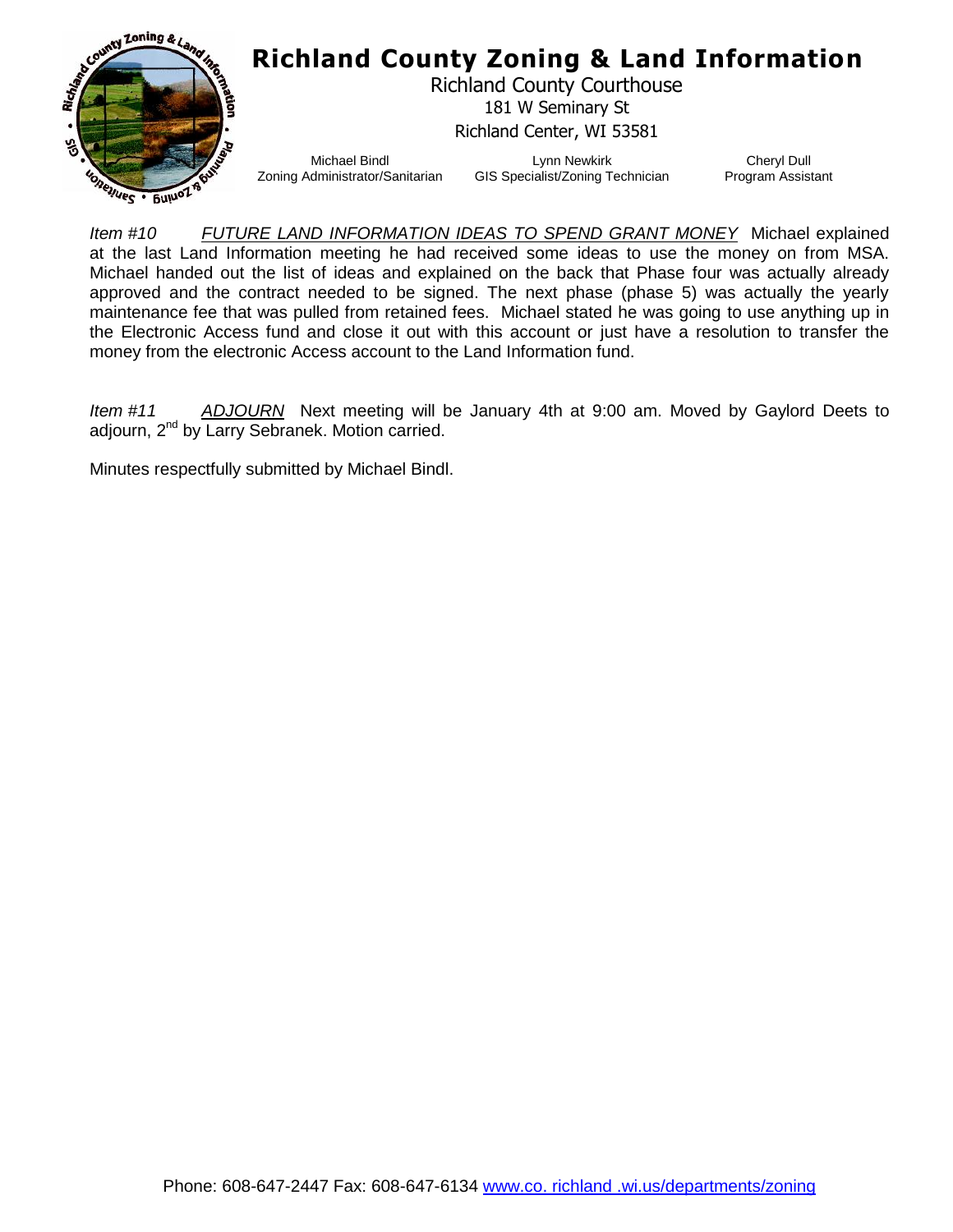# Richland County Zoning & Land Information

Richland County Courthouse
181 W Seminary St
Richland Center, WI 53581

Michael Bindl
Zoning Administrator/Sanitarian

Lynn Newkirk
GIS Specialist/Zoning Technician

Cheryl Dull
Program Assistant

*Item #10* *FUTURE LAND INFORMATION IDEAS TO SPEND GRANT MONEY* Michael explained at the last Land Information meeting he had received some ideas to use the money on from MSA. Michael handed out the list of ideas and explained on the back that Phase four was actually already approved and the contract needed to be signed. The next phase (phase 5) was actually the yearly maintenance fee that was pulled from retained fees. Michael stated he was going to use anything up in the Electronic Access fund and close it out with this account or just have a resolution to transfer the money from the electronic Access account to the Land Information fund.

*Item #11* *ADJOURN* Next meeting will be January 4th at 9:00 am. Moved by Gaylord Deets to adjourn, 2nd by Larry Sebranek. Motion carried.

Minutes respectfully submitted by Michael Bindl.

Phone: 608-647-2447 Fax: 608-647-6134 www.co. richland .wi.us/departments/zoning